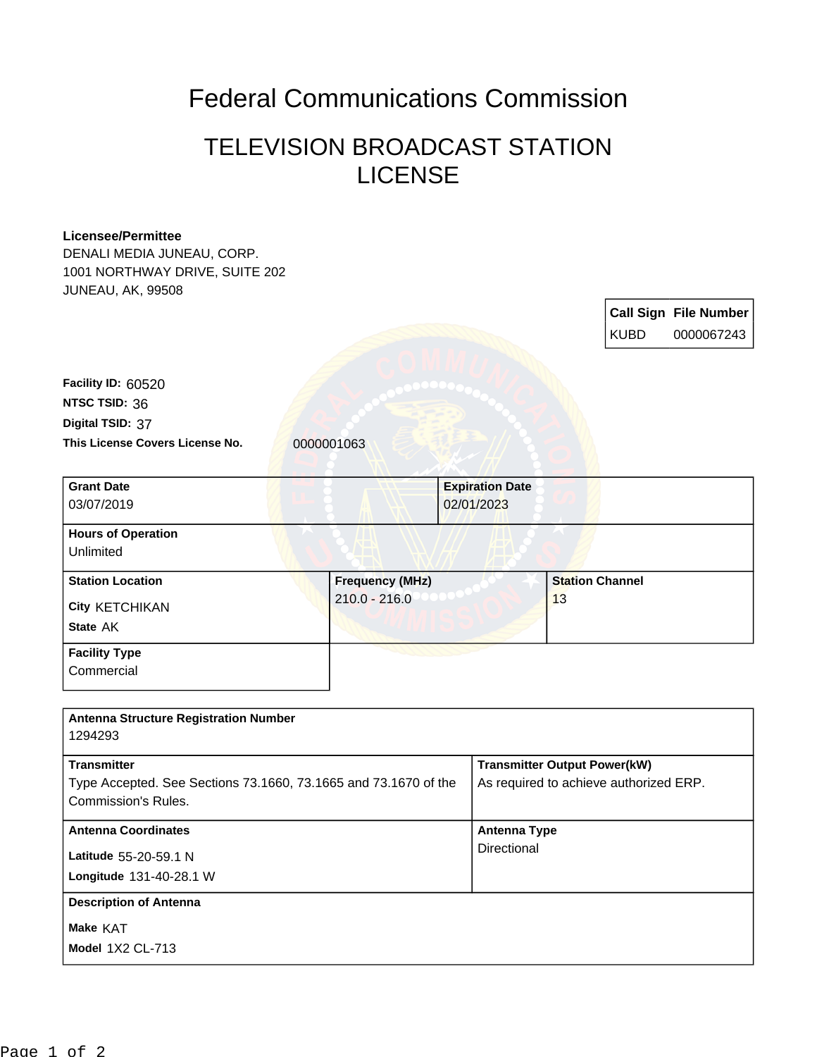# Federal Communications Commission

## TELEVISION BROADCAST STATION LICENSE

**Licensee/Permittee**
DENALI MEDIA JUNEAU, CORP.
1001 NORTHWAY DRIVE, SUITE 202
JUNEAU, AK, 99508

| Call Sign | File Number |
|---|---|
| KUBD | 0000067243 |

**Facility ID:** 60520
**NTSC TSID:** 36
**Digital TSID:** 37
**This License Covers License No.** 0000001063

| Grant Date | Expiration Date |
|---|---|
| 03/07/2019 | 02/01/2023 |

**Hours of Operation**
Unlimited

| Station Location | Frequency (MHz) | Station Channel |
|---|---|---|
| City KETCHIKAN<br>State AK | 210.0 - 216.0 | 13 |

**Facility Type**
Commercial

**Antenna Structure Registration Number**
1294293

| Transmitter | Transmitter Output Power(kW) |
|---|---|
| Type Accepted. See Sections 73.1660, 73.1665 and 73.1670 of the Commission's Rules. | As required to achieve authorized ERP. |

| Antenna Coordinates | Antenna Type |
|---|---|
| Latitude 55-20-59.1 N<br>Longitude 131-40-28.1 W | Directional |

**Description of Antenna**
**Make** KAT
**Model** 1X2 CL-713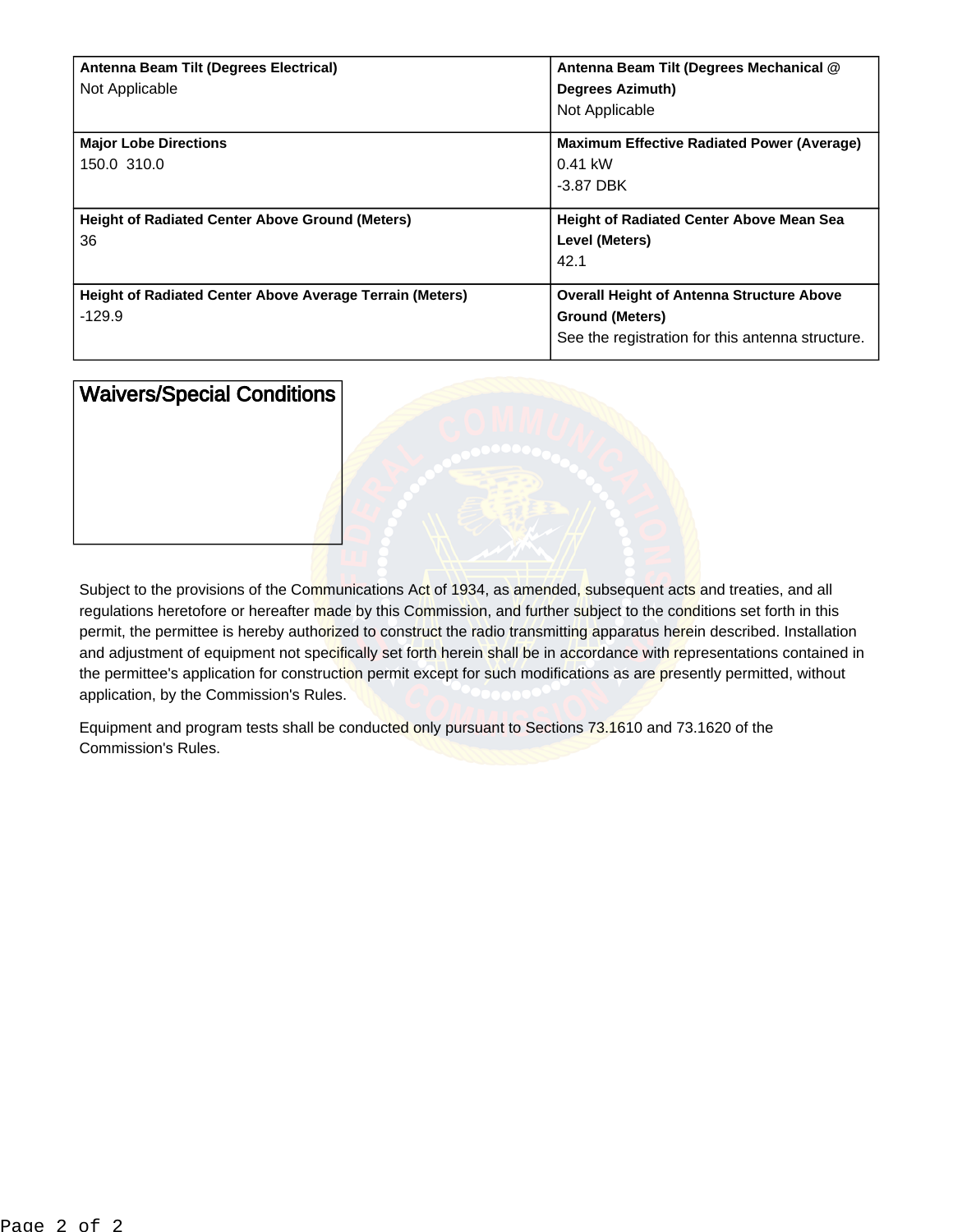| | |
| --- | --- |
| **Antenna Beam Tilt (Degrees Electrical)**<br>Not Applicable | **Antenna Beam Tilt (Degrees Mechanical @ Degrees Azimuth)**<br>Not Applicable |
| **Major Lobe Directions**<br>150.0  310.0 | **Maximum Effective Radiated Power (Average)**<br>0.41 kW<br>-3.87 DBK |
| **Height of Radiated Center Above Ground (Meters)**<br>36 | **Height of Radiated Center Above Mean Sea Level (Meters)**<br>42.1 |
| **Height of Radiated Center Above Average Terrain (Meters)**<br>-129.9 | **Overall Height of Antenna Structure Above Ground (Meters)**<br>See the registration for this antenna structure. |

## Waivers/Special Conditions

Subject to the provisions of the Communications Act of 1934, as amended, subsequent acts and treaties, and all regulations heretofore or hereafter made by this Commission, and further subject to the conditions set forth in this permit, the permittee is hereby authorized to construct the radio transmitting apparatus herein described. Installation and adjustment of equipment not specifically set forth herein shall be in accordance with representations contained in the permittee's application for construction permit except for such modifications as are presently permitted, without application, by the Commission's Rules.

Equipment and program tests shall be conducted only pursuant to Sections 73.1610 and 73.1620 of the Commission's Rules.